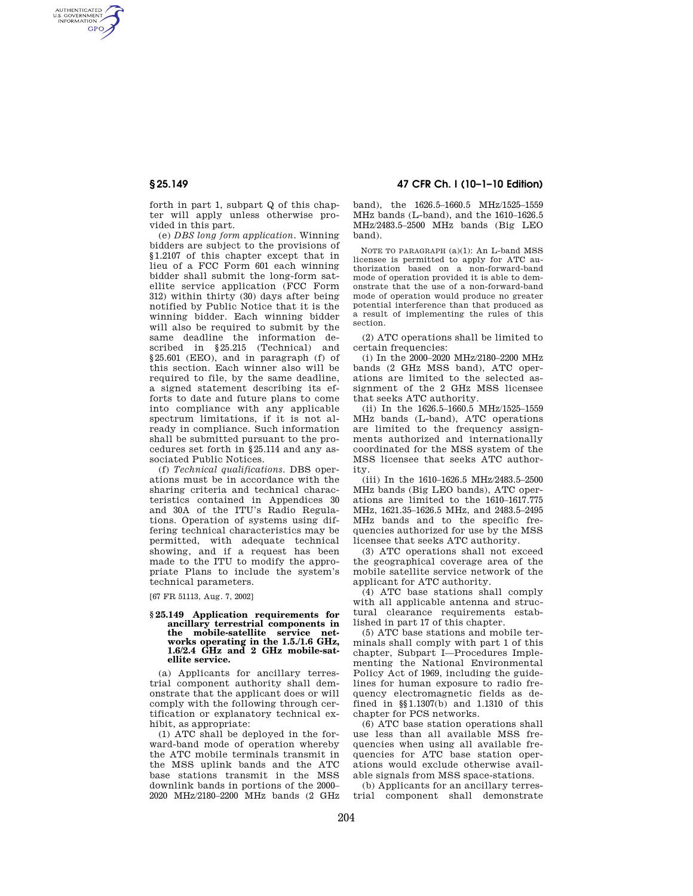forth in part 1, subpart Q of this chapter will apply unless otherwise provided in this part.

(e) *DBS long form application.* Winning bidders are subject to the provisions of §1.2107 of this chapter except that in lieu of a FCC Form 601 each winning bidder shall submit the long-form satellite service application (FCC Form 312) within thirty (30) days after being notified by Public Notice that it is the winning bidder. Each winning bidder will also be required to submit by the same deadline the information described in §25.215 (Technical) and §25.601 (EEO), and in paragraph (f) of this section. Each winner also will be required to file, by the same deadline, a signed statement describing its efforts to date and future plans to come into compliance with any applicable spectrum limitations, if it is not already in compliance. Such information shall be submitted pursuant to the procedures set forth in §25.114 and any associated Public Notices.

(f) *Technical qualifications.* DBS operations must be in accordance with the sharing criteria and technical characteristics contained in Appendices 30 and 30A of the ITU's Radio Regulations. Operation of systems using differing technical characteristics may be permitted, with adequate technical showing, and if a request has been made to the ITU to modify the appropriate Plans to include the system's technical parameters.

[67 FR 51113, Aug. 7, 2002]

### §25.149 Application requirements for ancillary terrestrial components in the mobile-satellite service networks operating in the 1.5/1.6 GHz, 1.6/2.4 GHz and 2 GHz mobile-satellite service.

(a) Applicants for ancillary terrestrial component authority shall demonstrate that the applicant does or will comply with the following through certification or explanatory technical exhibit, as appropriate:

(1) ATC shall be deployed in the forward-band mode of operation whereby the ATC mobile terminals transmit in the MSS uplink bands and the ATC base stations transmit in the MSS downlink bands in portions of the 2000–2020 MHz/2180–2200 MHz bands (2 GHz band), the 1626.5–1660.5 MHz/1525–1559 MHz bands (L-band), and the 1610–1626.5 MHz/2483.5–2500 MHz bands (Big LEO band).

NOTE TO PARAGRAPH (a)(1): An L-band MSS licensee is permitted to apply for ATC authorization based on a non-forward-band mode of operation provided it is able to demonstrate that the use of a non-forward-band mode of operation would produce no greater potential interference than that produced as a result of implementing the rules of this section.

(2) ATC operations shall be limited to certain frequencies:

(i) In the 2000–2020 MHz/2180–2200 MHz bands (2 GHz MSS band), ATC operations are limited to the selected assignment of the 2 GHz MSS licensee that seeks ATC authority.

(ii) In the 1626.5–1660.5 MHz/1525–1559 MHz bands (L-band), ATC operations are limited to the frequency assignments authorized and internationally coordinated for the MSS system of the MSS licensee that seeks ATC authority.

(iii) In the 1610–1626.5 MHz/2483.5–2500 MHz bands (Big LEO bands), ATC operations are limited to the 1610–1617.775 MHz, 1621.35–1626.5 MHz, and 2483.5–2495 MHz bands and to the specific frequencies authorized for use by the MSS licensee that seeks ATC authority.

(3) ATC operations shall not exceed the geographical coverage area of the mobile satellite service network of the applicant for ATC authority.

(4) ATC base stations shall comply with all applicable antenna and structural clearance requirements established in part 17 of this chapter.

(5) ATC base stations and mobile terminals shall comply with part 1 of this chapter, Subpart I—Procedures Implementing the National Environmental Policy Act of 1969, including the guidelines for human exposure to radio frequency electromagnetic fields as defined in §§1.1307(b) and 1.1310 of this chapter for PCS networks.

(6) ATC base station operations shall use less than all available MSS frequencies when using all available frequencies for ATC base station operations would exclude otherwise available signals from MSS space-stations.

(b) Applicants for an ancillary terrestrial component shall demonstrate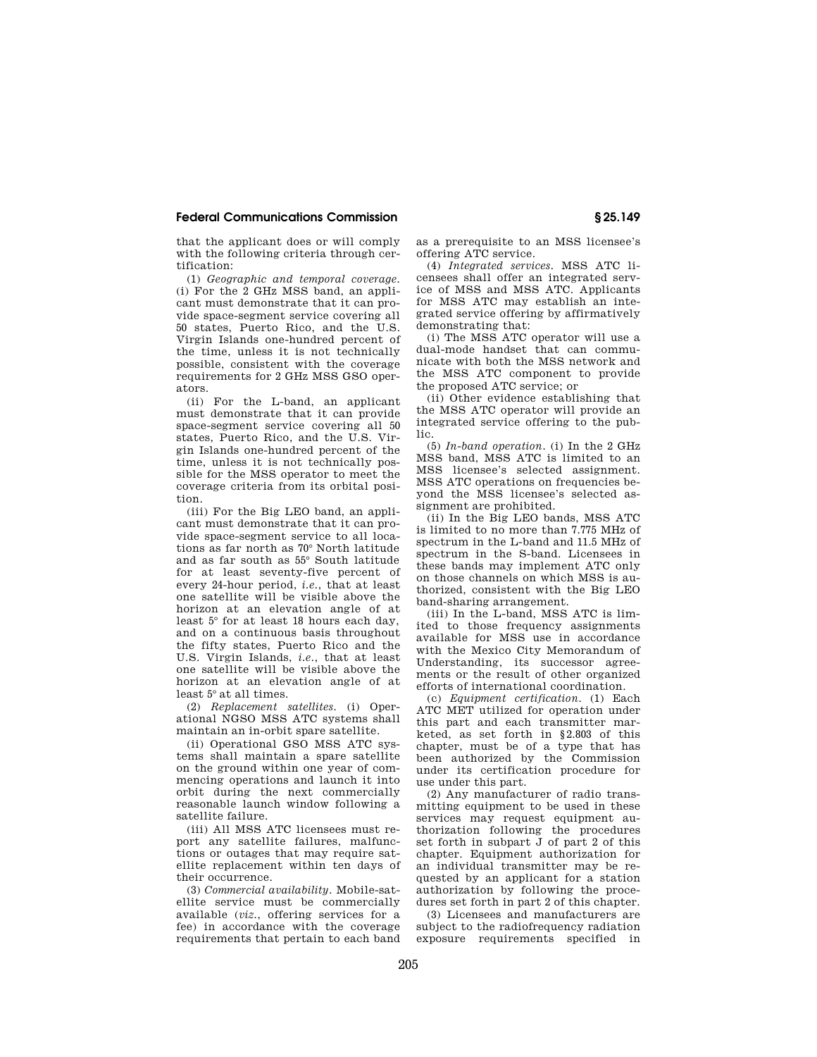that the applicant does or will comply with the following criteria through certification:

(1) *Geographic and temporal coverage.* (i) For the 2 GHz MSS band, an applicant must demonstrate that it can provide space-segment service covering all 50 states, Puerto Rico, and the U.S. Virgin Islands one-hundred percent of the time, unless it is not technically possible, consistent with the coverage requirements for 2 GHz MSS GSO operators.

(ii) For the L-band, an applicant must demonstrate that it can provide space-segment service covering all 50 states, Puerto Rico, and the U.S. Virgin Islands one-hundred percent of the time, unless it is not technically possible for the MSS operator to meet the coverage criteria from its orbital position.

(iii) For the Big LEO band, an applicant must demonstrate that it can provide space-segment service to all locations as far north as 70° North latitude and as far south as 55° South latitude for at least seventy-five percent of every 24-hour period, *i.e.*, that at least one satellite will be visible above the horizon at an elevation angle of at least 5° for at least 18 hours each day, and on a continuous basis throughout the fifty states, Puerto Rico and the U.S. Virgin Islands, *i.e.*, that at least one satellite will be visible above the horizon at an elevation angle of at least 5° at all times.

(2) *Replacement satellites.* (i) Operational NGSO MSS ATC systems shall maintain an in-orbit spare satellite.

(ii) Operational GSO MSS ATC systems shall maintain a spare satellite on the ground within one year of commencing operations and launch it into orbit during the next commercially reasonable launch window following a satellite failure.

(iii) All MSS ATC licensees must report any satellite failures, malfunctions or outages that may require satellite replacement within ten days of their occurrence.

(3) *Commercial availability.* Mobile-satellite service must be commercially available (*viz.*, offering services for a fee) in accordance with the coverage requirements that pertain to each band as a prerequisite to an MSS licensee's offering ATC service.

(4) *Integrated services.* MSS ATC licensees shall offer an integrated service of MSS and MSS ATC. Applicants for MSS ATC may establish an integrated service offering by affirmatively demonstrating that:

(i) The MSS ATC operator will use a dual-mode handset that can communicate with both the MSS network and the MSS ATC component to provide the proposed ATC service; or

(ii) Other evidence establishing that the MSS ATC operator will provide an integrated service offering to the public.

(5) *In-band operation.* (i) In the 2 GHz MSS band, MSS ATC is limited to an MSS licensee's selected assignment. MSS ATC operations on frequencies beyond the MSS licensee's selected assignment are prohibited.

(ii) In the Big LEO bands, MSS ATC is limited to no more than 7.775 MHz of spectrum in the L-band and 11.5 MHz of spectrum in the S-band. Licensees in these bands may implement ATC only on those channels on which MSS is authorized, consistent with the Big LEO band-sharing arrangement.

(iii) In the L-band, MSS ATC is limited to those frequency assignments available for MSS use in accordance with the Mexico City Memorandum of Understanding, its successor agreements or the result of other organized efforts of international coordination.

(c) *Equipment certification.* (1) Each ATC MET utilized for operation under this part and each transmitter marketed, as set forth in §2.803 of this chapter, must be of a type that has been authorized by the Commission under its certification procedure for use under this part.

(2) Any manufacturer of radio transmitting equipment to be used in these services may request equipment authorization following the procedures set forth in subpart J of part 2 of this chapter. Equipment authorization for an individual transmitter may be requested by an applicant for a station authorization by following the procedures set forth in part 2 of this chapter.

(3) Licensees and manufacturers are subject to the radiofrequency radiation exposure requirements specified in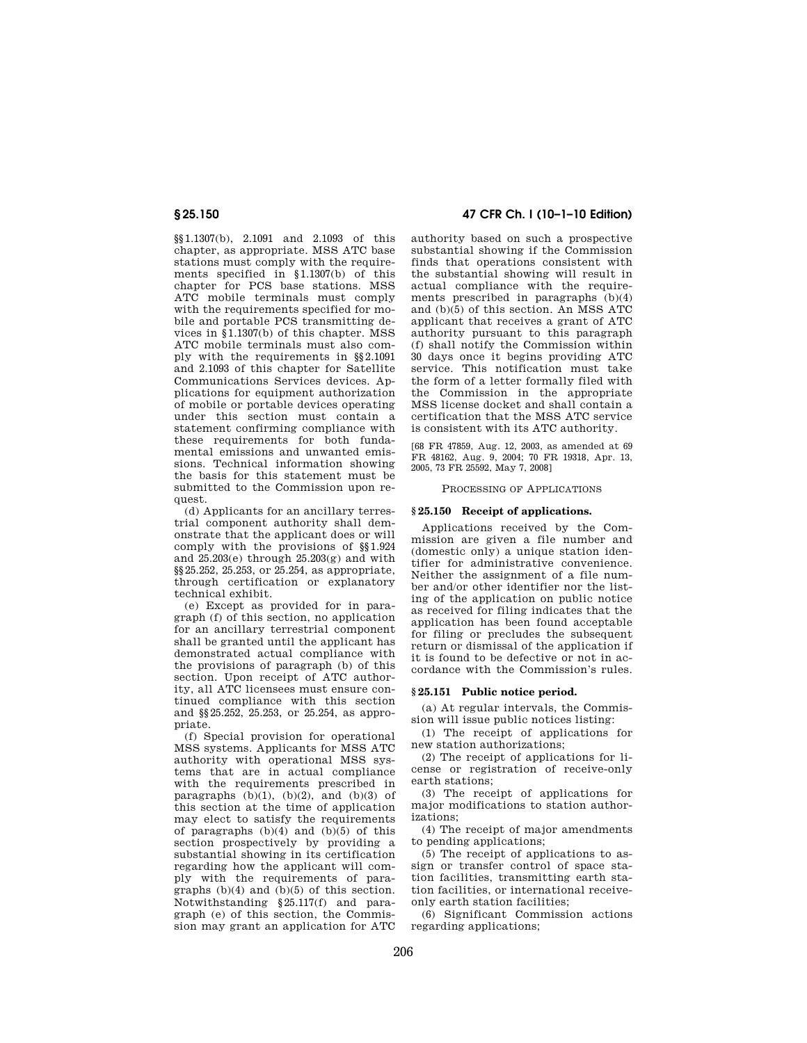§§ 1.1307(b), 2.1091 and 2.1093 of this chapter, as appropriate. MSS ATC base stations must comply with the requirements specified in § 1.1307(b) of this chapter for PCS base stations. MSS ATC mobile terminals must comply with the requirements specified for mobile and portable PCS transmitting devices in § 1.1307(b) of this chapter. MSS ATC mobile terminals must also comply with the requirements in §§ 2.1091 and 2.1093 of this chapter for Satellite Communications Services devices. Applications for equipment authorization of mobile or portable devices operating under this section must contain a statement confirming compliance with these requirements for both fundamental emissions and unwanted emissions. Technical information showing the basis for this statement must be submitted to the Commission upon request.

(d) Applicants for an ancillary terrestrial component authority shall demonstrate that the applicant does or will comply with the provisions of §§ 1.924 and 25.203(e) through 25.203(g) and with §§ 25.252, 25.253, or 25.254, as appropriate, through certification or explanatory technical exhibit.

(e) Except as provided for in paragraph (f) of this section, no application for an ancillary terrestrial component shall be granted until the applicant has demonstrated actual compliance with the provisions of paragraph (b) of this section. Upon receipt of ATC authority, all ATC licensees must ensure continued compliance with this section and §§ 25.252, 25.253, or 25.254, as appropriate.

(f) Special provision for operational MSS systems. Applicants for MSS ATC authority with operational MSS systems that are in actual compliance with the requirements prescribed in paragraphs (b)(1), (b)(2), and (b)(3) of this section at the time of application may elect to satisfy the requirements of paragraphs (b)(4) and (b)(5) of this section prospectively by providing a substantial showing in its certification regarding how the applicant will comply with the requirements of paragraphs (b)(4) and (b)(5) of this section. Notwithstanding § 25.117(f) and paragraph (e) of this section, the Commission may grant an application for ATC authority based on such a prospective substantial showing if the Commission finds that operations consistent with the substantial showing will result in actual compliance with the requirements prescribed in paragraphs (b)(4) and (b)(5) of this section. An MSS ATC applicant that receives a grant of ATC authority pursuant to this paragraph (f) shall notify the Commission within 30 days once it begins providing ATC service. This notification must take the form of a letter formally filed with the Commission in the appropriate MSS license docket and shall contain a certification that the MSS ATC service is consistent with its ATC authority.

[68 FR 47859, Aug. 12, 2003, as amended at 69 FR 48162, Aug. 9, 2004; 70 FR 19318, Apr. 13, 2005, 73 FR 25592, May 7, 2008]

PROCESSING OF APPLICATIONS

### § 25.150 Receipt of applications.

Applications received by the Commission are given a file number and (domestic only) a unique station identifier for administrative convenience. Neither the assignment of a file number and/or other identifier nor the listing of the application on public notice as received for filing indicates that the application has been found acceptable for filing or precludes the subsequent return or dismissal of the application if it is found to be defective or not in accordance with the Commission's rules.

### § 25.151 Public notice period.

(a) At regular intervals, the Commission will issue public notices listing:

(1) The receipt of applications for new station authorizations;

(2) The receipt of applications for license or registration of receive-only earth stations;

(3) The receipt of applications for major modifications to station authorizations;

(4) The receipt of major amendments to pending applications;

(5) The receipt of applications to assign or transfer control of space station facilities, transmitting earth station facilities, or international receive-only earth station facilities;

(6) Significant Commission actions regarding applications;